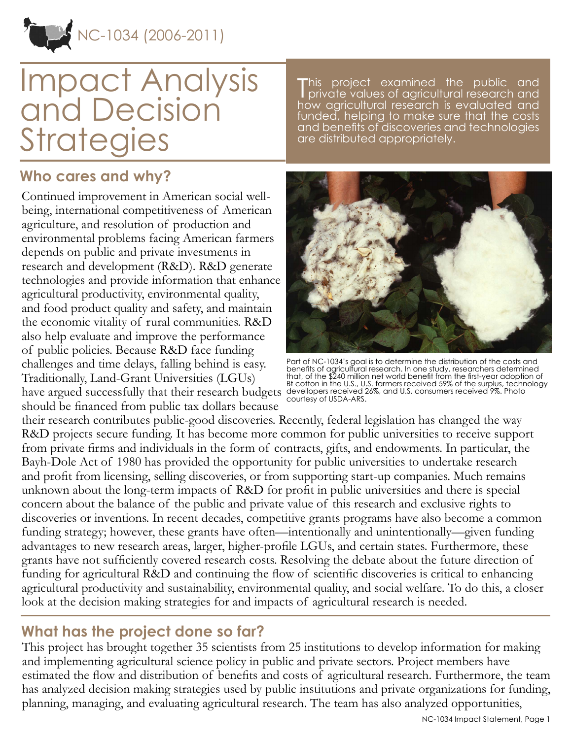NC-1034 (2006-2011)

# Impact Analysis and Decision Strategies

This project examined the public and private values of agricultural research and how agricultural research is evaluated and funded, helping to make sure that the costs and benefits of discoveries and technologies are distributed appropriately.

## Who cares and why?

Continued improvement in American social well-being, international competitiveness of American agriculture, and resolution of production and environmental problems facing American farmers depends on public and private investments in research and development (R&D). R&D generate technologies and provide information that enhance agricultural productivity, environmental quality, and food product quality and safety, and maintain the economic vitality of rural communities. R&D also help evaluate and improve the performance of public policies. Because R&D face funding challenges and time delays, falling behind is easy. Traditionally, Land-Grant Universities (LGUs) have argued successfully that their research budgets should be financed from public tax dollars because their research contributes public-good discoveries. Recently, federal legislation has changed the way R&D projects secure funding. It has become more common for public universities to receive support from private firms and individuals in the form of contracts, gifts, and endowments. In particular, the Bayh-Dole Act of 1980 has provided the opportunity for public universities to undertake research and profit from licensing, selling discoveries, or from supporting start-up companies. Much remains unknown about the long-term impacts of R&D for profit in public universities and there is special concern about the balance of the public and private value of this research and exclusive rights to discoveries or inventions. In recent decades, competitive grants programs have also become a common funding strategy; however, these grants have often—intentionally and unintentionally—given funding advantages to new research areas, larger, higher-profile LGUs, and certain states. Furthermore, these grants have not sufficiently covered research costs. Resolving the debate about the future direction of funding for agricultural R&D and continuing the flow of scientific discoveries is critical to enhancing agricultural productivity and sustainability, environmental quality, and social welfare. To do this, a closer look at the decision making strategies for and impacts of agricultural research is needed.

Part of NC-1034's goal is to determine the distribution of the costs and benefits of agricultural research. In one study, researchers determined that, of the $240 million net world benefit from the first-year adoption of Bt cotton in the U.S., U.S. farmers received 59% of the surplus, technology devellopers received 26%, and U.S. consumers received 9%. Photo courtesy of USDA-ARS.

## What has the project done so far?

This project has brought together 35 scientists from 25 institutions to develop information for making and implementing agricultural science policy in public and private sectors. Project members have estimated the flow and distribution of benefits and costs of agricultural research. Furthermore, the team has analyzed decision making strategies used by public institutions and private organizations for funding, planning, managing, and evaluating agricultural research. The team has also analyzed opportunities,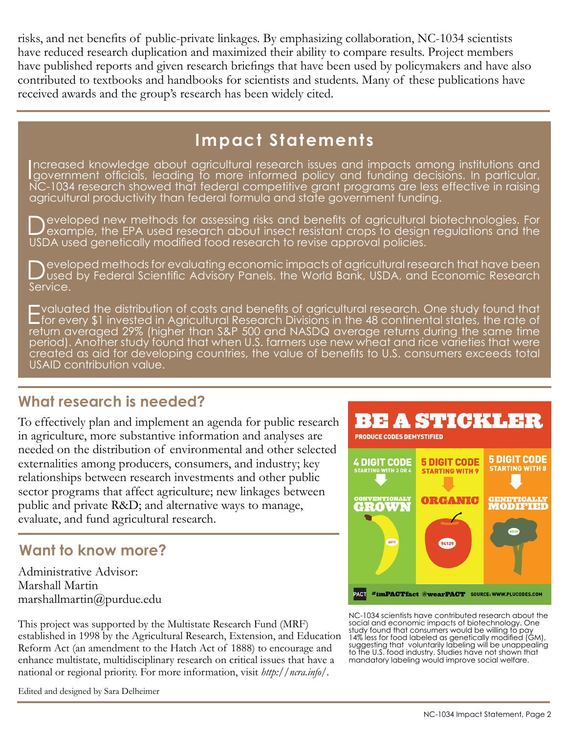risks, and net benefits of public-private linkages. By emphasizing collaboration, NC-1034 scientists have reduced research duplication and maximized their ability to compare results. Project members have published reports and given research briefings that have been used by policymakers and have also contributed to textbooks and handbooks for scientists and students. Many of these publications have received awards and the group's research has been widely cited.

## Impact Statements

Increased knowledge about agricultural research issues and impacts among institutions and government officials, leading to more informed policy and funding decisions. In particular, NC-1034 research showed that federal competitive grant programs are less effective in raising agricultural productivity than federal formula and state government funding.

Developed new methods for assessing risks and benefits of agricultural biotechnologies. For example, the EPA used research about insect resistant crops to design regulations and the USDA used genetically modified food research to revise approval policies.

Developed methods for evaluating economic impacts of agricultural research that have been used by Federal Scientific Advisory Panels, the World Bank, USDA, and Economic Research Service.

Evaluated the distribution of costs and benefits of agricultural research. One study found that for every $1 invested in Agricultural Research Divisions in the 48 continental states, the rate of return averaged 29% (higher than S&P 500 and NASDQ average returns during the same time period). Another study found that when U.S. farmers use new wheat and rice varieties that were created as aid for developing countries, the value of benefits to U.S. consumers exceeds total USAID contribution value.

## What research is needed?

To effectively plan and implement an agenda for public research in agriculture, more substantive information and analyses are needed on the distribution of environmental and other selected externalities among producers, consumers, and industry; key relationships between research investments and other public sector programs that affect agriculture; new linkages between public and private R&D; and alternative ways to manage, evaluate, and fund agricultural research.

## Want to know more?

Administrative Advisor:
Marshall Martin
marshallmartin@purdue.edu

This project was supported by the Multistate Research Fund (MRF) established in 1998 by the Agricultural Research, Extension, and Education Reform Act (an amendment to the Hatch Act of 1888) to encourage and enhance multistate, multidisciplinary research on critical issues that have a national or regional priority. For more information, visit *http://ncra.info/*.

Edited and designed by Sara Delheimer

BE A STICKLER
PRODUCE CODES DEMYSTIFIED
4 DIGIT CODE STARTING WITH 3 OR 4 — CONVENTIONALY GROWN — 4011
5 DIGIT CODE STARTING WITH 9 — ORGANIC — 94129
5 DIGIT CODE STARTING WITH 8 — GENETICALLY MODIFIED — 83137
PACT #imPACTfact @wearPACT SOURCE: WWW.PLUCODES.COM

NC-1034 scientists have contributed research about the social and economic impacts of biotechnology. One study found that consumers would be willing to pay 14% less for food labeled as genetically modified (GM), suggesting that voluntarily labeling will be unappealing to the U.S. food industry. Studies have not shown that mandatory labeling would improve social welfare.